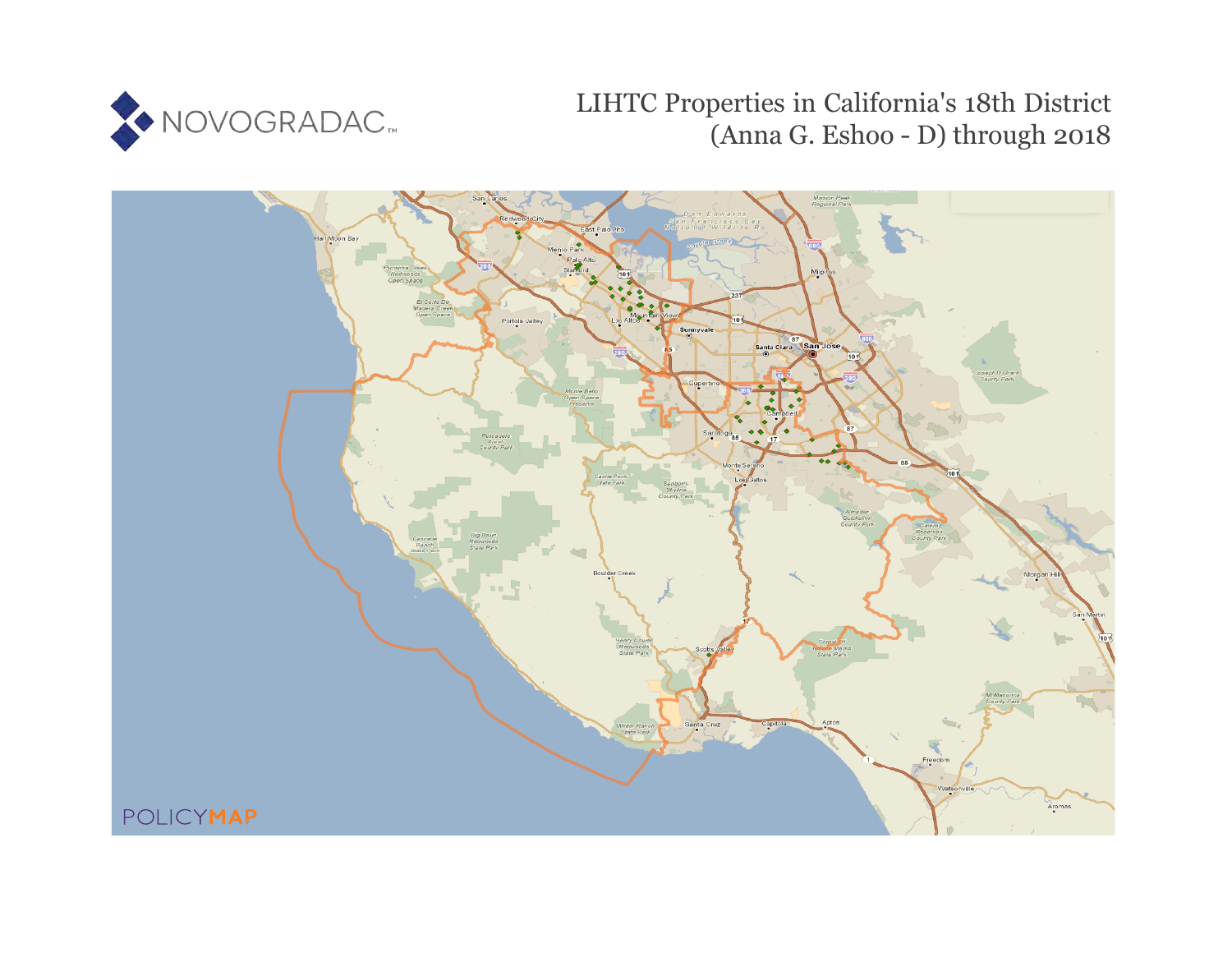# LIHTC Properties in California's 18th District (Anna G. Eshoo - D) through 2018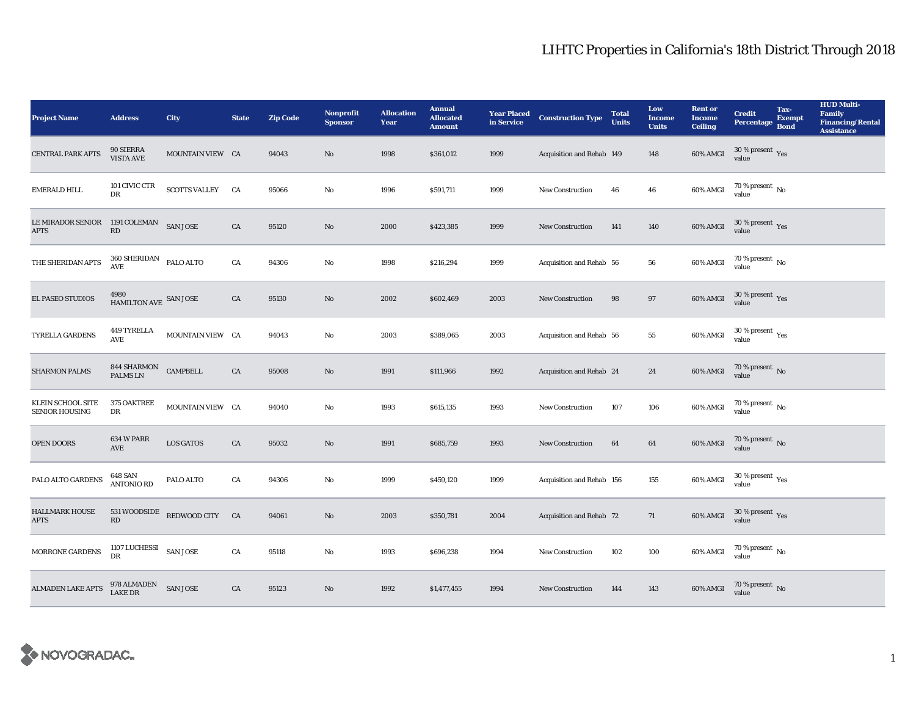# LIHTC Properties in California's 18th District Through 2018

| Project Name | Address | City | State | Zip Code | Nonprofit Sponsor | Allocation Year | Annual Allocated Amount | Year Placed in Service | Construction Type | Total Units | Low Income Units | Rent or Income Ceiling | Credit Percentage | Tax-Exempt Bond | HUD Multi-Family Financing/Rental Assistance |
|---|---|---|---|---|---|---|---|---|---|---|---|---|---|---|---|
| CENTRAL PARK APTS | 90 SIERRA VISTA AVE | MOUNTAIN VIEW | CA | 94043 | No | 1998 | $361,012 | 1999 | Acquisition and Rehab | 149 | 148 | 60% AMGI | 30 % present value | Yes | |
| EMERALD HILL | 101 CIVIC CTR DR | SCOTTS VALLEY | CA | 95066 | No | 1996 | $591,711 | 1999 | New Construction | 46 | 46 | 60% AMGI | 70 % present value | No | |
| LE MIRADOR SENIOR APTS | 1191 COLEMAN RD | SAN JOSE | CA | 95120 | No | 2000 | $423,385 | 1999 | New Construction | 141 | 140 | 60% AMGI | 30 % present value | Yes | |
| THE SHERIDAN APTS | 360 SHERIDAN AVE | PALO ALTO | CA | 94306 | No | 1998 | $216,294 | 1999 | Acquisition and Rehab | 56 | 56 | 60% AMGI | 70 % present value | No | |
| EL PASEO STUDIOS | 4980 HAMILTON AVE | SAN JOSE | CA | 95130 | No | 2002 | $602,469 | 2003 | New Construction | 98 | 97 | 60% AMGI | 30 % present value | Yes | |
| TYRELLA GARDENS | 449 TYRELLA AVE | MOUNTAIN VIEW | CA | 94043 | No | 2003 | $389,065 | 2003 | Acquisition and Rehab | 56 | 55 | 60% AMGI | 30 % present value | Yes | |
| SHARMON PALMS | 844 SHARMON PALMS LN | CAMPBELL | CA | 95008 | No | 1991 | $111,966 | 1992 | Acquisition and Rehab | 24 | 24 | 60% AMGI | 70 % present value | No | |
| KLEIN SCHOOL SITE SENIOR HOUSING | 375 OAKTREE DR | MOUNTAIN VIEW | CA | 94040 | No | 1993 | $615,135 | 1993 | New Construction | 107 | 106 | 60% AMGI | 70 % present value | No | |
| OPEN DOORS | 634 W PARR AVE | LOS GATOS | CA | 95032 | No | 1991 | $685,759 | 1993 | New Construction | 64 | 64 | 60% AMGI | 70 % present value | No | |
| PALO ALTO GARDENS | 648 SAN ANTONIO RD | PALO ALTO | CA | 94306 | No | 1999 | $459,120 | 1999 | Acquisition and Rehab | 156 | 155 | 60% AMGI | 30 % present value | Yes | |
| HALLMARK HOUSE APTS | 531 WOODSIDE RD | REDWOOD CITY | CA | 94061 | No | 2003 | $350,781 | 2004 | Acquisition and Rehab | 72 | 71 | 60% AMGI | 30 % present value | Yes | |
| MORRONE GARDENS | 1107 LUCHESSI DR | SAN JOSE | CA | 95118 | No | 1993 | $696,238 | 1994 | New Construction | 102 | 100 | 60% AMGI | 70 % present value | No | |
| ALMADEN LAKE APTS | 978 ALMADEN LAKE DR | SAN JOSE | CA | 95123 | No | 1992 | $1,477,455 | 1994 | New Construction | 144 | 143 | 60% AMGI | 70 % present value | No | |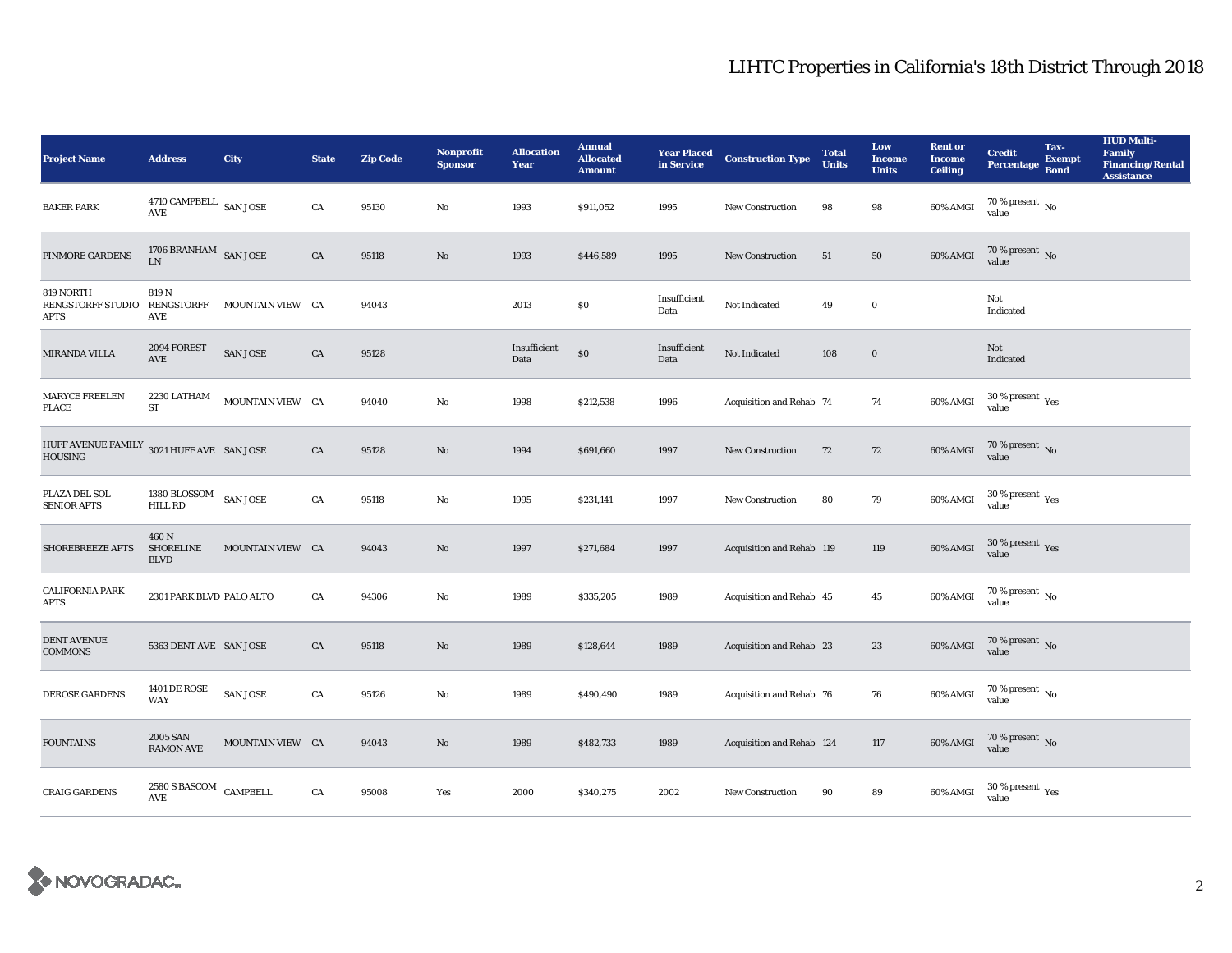# LIHTC Properties in California's 18th District Through 2018

| Project Name | Address | City | State | Zip Code | Nonprofit Sponsor | Allocation Year | Annual Allocated Amount | Year Placed in Service | Construction Type | Total Units | Low Income Units | Rent or Income Ceiling | Credit Percentage | Tax-Exempt Bond | HUD Multi-Family Financing/Rental Assistance |
|---|---|---|---|---|---|---|---|---|---|---|---|---|---|---|---|
| BAKER PARK | 4710 CAMPBELL AVE | SAN JOSE | CA | 95130 | No | 1993 | $911,052 | 1995 | New Construction | 98 | 98 | 60% AMGI | 70 % present value | No | |
| PINMORE GARDENS | 1706 BRANHAM LN | SAN JOSE | CA | 95118 | No | 1993 | $446,589 | 1995 | New Construction | 51 | 50 | 60% AMGI | 70 % present value | No | |
| 819 NORTH RENGSTORFF STUDIO APTS | 819 N RENGSTORFF AVE | MOUNTAIN VIEW | CA | 94043 | | 2013 | $0 | Insufficient Data | Not Indicated | 49 | 0 | | Not Indicated | | |
| MIRANDA VILLA | 2094 FOREST AVE | SAN JOSE | CA | 95128 | | Insufficient Data | $0 | Insufficient Data | Not Indicated | 108 | 0 | | Not Indicated | | |
| MARYCE FREELEN PLACE | 2230 LATHAM ST | MOUNTAIN VIEW | CA | 94040 | No | 1998 | $212,538 | 1996 | Acquisition and Rehab | 74 | 74 | 60% AMGI | 30 % present value | Yes | |
| HUFF AVENUE FAMILY HOUSING | 3021 HUFF AVE | SAN JOSE | CA | 95128 | No | 1994 | $691,660 | 1997 | New Construction | 72 | 72 | 60% AMGI | 70 % present value | No | |
| PLAZA DEL SOL SENIOR APTS | 1380 BLOSSOM HILL RD | SAN JOSE | CA | 95118 | No | 1995 | $231,141 | 1997 | New Construction | 80 | 79 | 60% AMGI | 30 % present value | Yes | |
| SHOREBREEZE APTS | 460 N SHORELINE BLVD | MOUNTAIN VIEW | CA | 94043 | No | 1997 | $271,684 | 1997 | Acquisition and Rehab | 119 | 119 | 60% AMGI | 30 % present value | Yes | |
| CALIFORNIA PARK APTS | 2301 PARK BLVD | PALO ALTO | CA | 94306 | No | 1989 | $335,205 | 1989 | Acquisition and Rehab | 45 | 45 | 60% AMGI | 70 % present value | No | |
| DENT AVENUE COMMONS | 5363 DENT AVE | SAN JOSE | CA | 95118 | No | 1989 | $128,644 | 1989 | Acquisition and Rehab | 23 | 23 | 60% AMGI | 70 % present value | No | |
| DEROSE GARDENS | 1401 DE ROSE WAY | SAN JOSE | CA | 95126 | No | 1989 | $490,490 | 1989 | Acquisition and Rehab | 76 | 76 | 60% AMGI | 70 % present value | No | |
| FOUNTAINS | 2005 SAN RAMON AVE | MOUNTAIN VIEW | CA | 94043 | No | 1989 | $482,733 | 1989 | Acquisition and Rehab | 124 | 117 | 60% AMGI | 70 % present value | No | |
| CRAIG GARDENS | 2580 S BASCOM AVE | CAMPBELL | CA | 95008 | Yes | 2000 | $340,275 | 2002 | New Construction | 90 | 89 | 60% AMGI | 30 % present value | Yes | |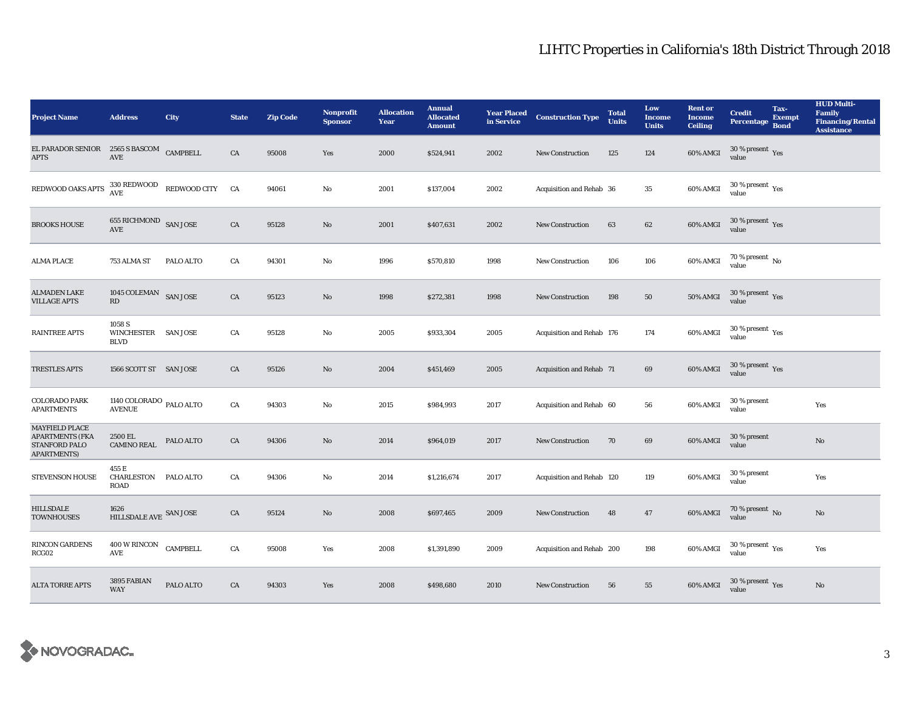# LIHTC Properties in California's 18th District Through 2018

| Project Name | Address | City | State | Zip Code | Nonprofit Sponsor | Allocation Year | Annual Allocated Amount | Year Placed in Service | Construction Type | Total Units | Low Income Units | Rent or Income Ceiling | Credit Percentage | Tax-Exempt Bond | HUD Multi-Family Financing/Rental Assistance |
|---|---|---|---|---|---|---|---|---|---|---|---|---|---|---|---|
| EL PARADOR SENIOR APTS | 2565 S BASCOM AVE | CAMPBELL | CA | 95008 | Yes | 2000 | $524,941 | 2002 | New Construction | 125 | 124 | 60% AMGI | 30 % present value | Yes | |
| REDWOOD OAKS APTS | 330 REDWOOD AVE | REDWOOD CITY | CA | 94061 | No | 2001 | $137,004 | 2002 | Acquisition and Rehab | 36 | 35 | 60% AMGI | 30 % present value | Yes | |
| BROOKS HOUSE | 655 RICHMOND AVE | SAN JOSE | CA | 95128 | No | 2001 | $407,631 | 2002 | New Construction | 63 | 62 | 60% AMGI | 30 % present value | Yes | |
| ALMA PLACE | 753 ALMA ST | PALO ALTO | CA | 94301 | No | 1996 | $570,810 | 1998 | New Construction | 106 | 106 | 60% AMGI | 70 % present value | No | |
| ALMADEN LAKE VILLAGE APTS | 1045 COLEMAN RD | SAN JOSE | CA | 95123 | No | 1998 | $272,381 | 1998 | New Construction | 198 | 50 | 50% AMGI | 30 % present value | Yes | |
| RAINTREE APTS | 1058 S WINCHESTER BLVD | SAN JOSE | CA | 95128 | No | 2005 | $933,304 | 2005 | Acquisition and Rehab | 176 | 174 | 60% AMGI | 30 % present value | Yes | |
| TRESTLES APTS | 1566 SCOTT ST | SAN JOSE | CA | 95126 | No | 2004 | $451,469 | 2005 | Acquisition and Rehab | 71 | 69 | 60% AMGI | 30 % present value | Yes | |
| COLORADO PARK APARTMENTS | 1140 COLORADO AVENUE | PALO ALTO | CA | 94303 | No | 2015 | $984,993 | 2017 | Acquisition and Rehab | 60 | 56 | 60% AMGI | 30 % present value | | Yes |
| MAYFIELD PLACE APARTMENTS (FKA STANFORD PALO APARTMENTS) | 2500 EL CAMINO REAL | PALO ALTO | CA | 94306 | No | 2014 | $964,019 | 2017 | New Construction | 70 | 69 | 60% AMGI | 30 % present value | | No |
| STEVENSON HOUSE | 455 E CHARLESTON ROAD | PALO ALTO | CA | 94306 | No | 2014 | $1,216,674 | 2017 | Acquisition and Rehab | 120 | 119 | 60% AMGI | 30 % present value | | Yes |
| HILLSDALE TOWNHOUSES | 1626 HILLSDALE AVE | SAN JOSE | CA | 95124 | No | 2008 | $697,465 | 2009 | New Construction | 48 | 47 | 60% AMGI | 70 % present value | No | No |
| RINCON GARDENS RCG02 | 400 W RINCON AVE | CAMPBELL | CA | 95008 | Yes | 2008 | $1,391,890 | 2009 | Acquisition and Rehab | 200 | 198 | 60% AMGI | 30 % present value | Yes | Yes |
| ALTA TORRE APTS | 3895 FABIAN WAY | PALO ALTO | CA | 94303 | Yes | 2008 | $498,680 | 2010 | New Construction | 56 | 55 | 60% AMGI | 30 % present value | Yes | No |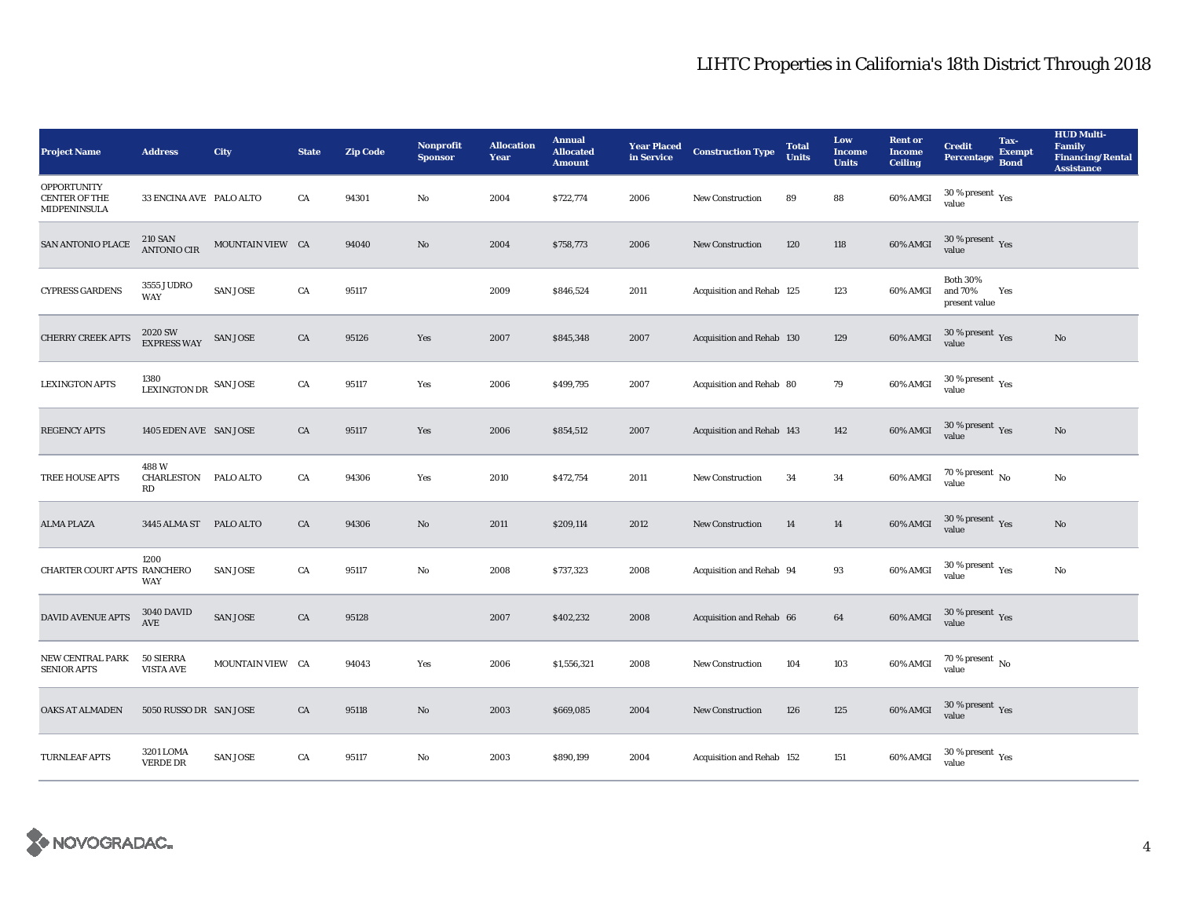# LIHTC Properties in California's 18th District Through 2018

| Project Name | Address | City | State | Zip Code | Nonprofit Sponsor | Allocation Year | Annual Allocated Amount | Year Placed in Service | Construction Type | Total Units | Low Income Units | Rent or Income Ceiling | Credit Percentage | Tax-Exempt Bond | HUD Multi-Family Financing/Rental Assistance |
|---|---|---|---|---|---|---|---|---|---|---|---|---|---|---|---|
| OPPORTUNITY CENTER OF THE MIDPENINSULA | 33 ENCINA AVE | PALO ALTO | CA | 94301 | No | 2004 | $722,774 | 2006 | New Construction | 89 | 88 | 60% AMGI | 30 % present value | Yes | |
| SAN ANTONIO PLACE | 210 SAN ANTONIO CIR | MOUNTAIN VIEW | CA | 94040 | No | 2004 | $758,773 | 2006 | New Construction | 120 | 118 | 60% AMGI | 30 % present value | Yes | |
| CYPRESS GARDENS | 3555 JUDRO WAY | SAN JOSE | CA | 95117 | | 2009 | $846,524 | 2011 | Acquisition and Rehab | 125 | 123 | 60% AMGI | Both 30% and 70% present value | Yes | |
| CHERRY CREEK APTS | 2020 SW EXPRESS WAY | SAN JOSE | CA | 95126 | Yes | 2007 | $845,348 | 2007 | Acquisition and Rehab | 130 | 129 | 60% AMGI | 30 % present value | Yes | No |
| LEXINGTON APTS | 1380 LEXINGTON DR | SAN JOSE | CA | 95117 | Yes | 2006 | $499,795 | 2007 | Acquisition and Rehab | 80 | 79 | 60% AMGI | 30 % present value | Yes | |
| REGENCY APTS | 1405 EDEN AVE | SAN JOSE | CA | 95117 | Yes | 2006 | $854,512 | 2007 | Acquisition and Rehab | 143 | 142 | 60% AMGI | 30 % present value | Yes | No |
| TREE HOUSE APTS | 488 W CHARLESTON RD | PALO ALTO | CA | 94306 | Yes | 2010 | $472,754 | 2011 | New Construction | 34 | 34 | 60% AMGI | 70 % present value | No | No |
| ALMA PLAZA | 3445 ALMA ST | PALO ALTO | CA | 94306 | No | 2011 | $209,114 | 2012 | New Construction | 14 | 14 | 60% AMGI | 30 % present value | Yes | No |
| CHARTER COURT APTS | 1200 RANCHERO WAY | SAN JOSE | CA | 95117 | No | 2008 | $737,323 | 2008 | Acquisition and Rehab | 94 | 93 | 60% AMGI | 30 % present value | Yes | No |
| DAVID AVENUE APTS | 3040 DAVID AVE | SAN JOSE | CA | 95128 | | 2007 | $402,232 | 2008 | Acquisition and Rehab | 66 | 64 | 60% AMGI | 30 % present value | Yes | |
| NEW CENTRAL PARK SENIOR APTS | 50 SIERRA VISTA AVE | MOUNTAIN VIEW | CA | 94043 | Yes | 2006 | $1,556,321 | 2008 | New Construction | 104 | 103 | 60% AMGI | 70 % present value | No | |
| OAKS AT ALMADEN | 5050 RUSSO DR | SAN JOSE | CA | 95118 | No | 2003 | $669,085 | 2004 | New Construction | 126 | 125 | 60% AMGI | 30 % present value | Yes | |
| TURNLEAF APTS | 3201 LOMA VERDE DR | SAN JOSE | CA | 95117 | No | 2003 | $890,199 | 2004 | Acquisition and Rehab | 152 | 151 | 60% AMGI | 30 % present value | Yes | |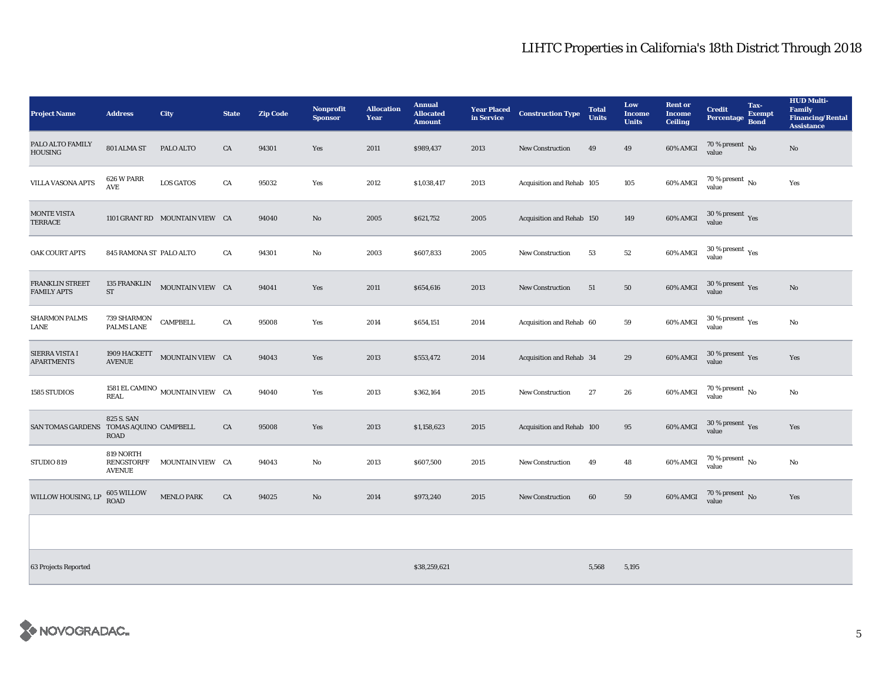# LIHTC Properties in California's 18th District Through 2018

| Project Name | Address | City | State | Zip Code | Nonprofit Sponsor | Allocation Year | Annual Allocated Amount | Year Placed in Service | Construction Type | Total Units | Low Income Units | Rent or Income Ceiling | Credit Percentage | Tax-Exempt Bond | HUD Multi-Family Financing/Rental Assistance |
|---|---|---|---|---|---|---|---|---|---|---|---|---|---|---|---|
| PALO ALTO FAMILY HOUSING | 801 ALMA ST | PALO ALTO | CA | 94301 | Yes | 2011 | $989,437 | 2013 | New Construction | 49 | 49 | 60% AMGI | 70 % present value | No | No |
| VILLA VASONA APTS | 626 W PARR AVE | LOS GATOS | CA | 95032 | Yes | 2012 | $1,038,417 | 2013 | Acquisition and Rehab | 105 | 105 | 60% AMGI | 70 % present value | No | Yes |
| MONTE VISTA TERRACE | 1101 GRANT RD | MOUNTAIN VIEW | CA | 94040 | No | 2005 | $621,752 | 2005 | Acquisition and Rehab | 150 | 149 | 60% AMGI | 30 % present value | Yes | |
| OAK COURT APTS | 845 RAMONA ST | PALO ALTO | CA | 94301 | No | 2003 | $607,833 | 2005 | New Construction | 53 | 52 | 60% AMGI | 30 % present value | Yes | |
| FRANKLIN STREET FAMILY APTS | 135 FRANKLIN ST | MOUNTAIN VIEW | CA | 94041 | Yes | 2011 | $654,616 | 2013 | New Construction | 51 | 50 | 60% AMGI | 30 % present value | Yes | No |
| SHARMON PALMS LANE | 739 SHARMON PALMS LANE | CAMPBELL | CA | 95008 | Yes | 2014 | $654,151 | 2014 | Acquisition and Rehab | 60 | 59 | 60% AMGI | 30 % present value | Yes | No |
| SIERRA VISTA I APARTMENTS | 1909 HACKETT AVENUE | MOUNTAIN VIEW | CA | 94043 | Yes | 2013 | $553,472 | 2014 | Acquisition and Rehab | 34 | 29 | 60% AMGI | 30 % present value | Yes | Yes |
| 1585 STUDIOS | 1581 EL CAMINO REAL | MOUNTAIN VIEW | CA | 94040 | Yes | 2013 | $362,164 | 2015 | New Construction | 27 | 26 | 60% AMGI | 70 % present value | No | No |
| SAN TOMAS GARDENS | 825 S. SAN TOMAS AQUINO ROAD | CAMPBELL | CA | 95008 | Yes | 2013 | $1,158,623 | 2015 | Acquisition and Rehab | 100 | 95 | 60% AMGI | 30 % present value | Yes | Yes |
| STUDIO 819 | 819 NORTH RENGSTORFF AVENUE | MOUNTAIN VIEW | CA | 94043 | No | 2013 | $607,500 | 2015 | New Construction | 49 | 48 | 60% AMGI | 70 % present value | No | No |
| WILLOW HOUSING, LP | 605 WILLOW ROAD | MENLO PARK | CA | 94025 | No | 2014 | $973,240 | 2015 | New Construction | 60 | 59 | 60% AMGI | 70 % present value | No | Yes |
| | | | | | | | | | | | | | | | |
| 63 Projects Reported | | | | | | | $38,259,621 | | | 5,568 | 5,195 | | | | |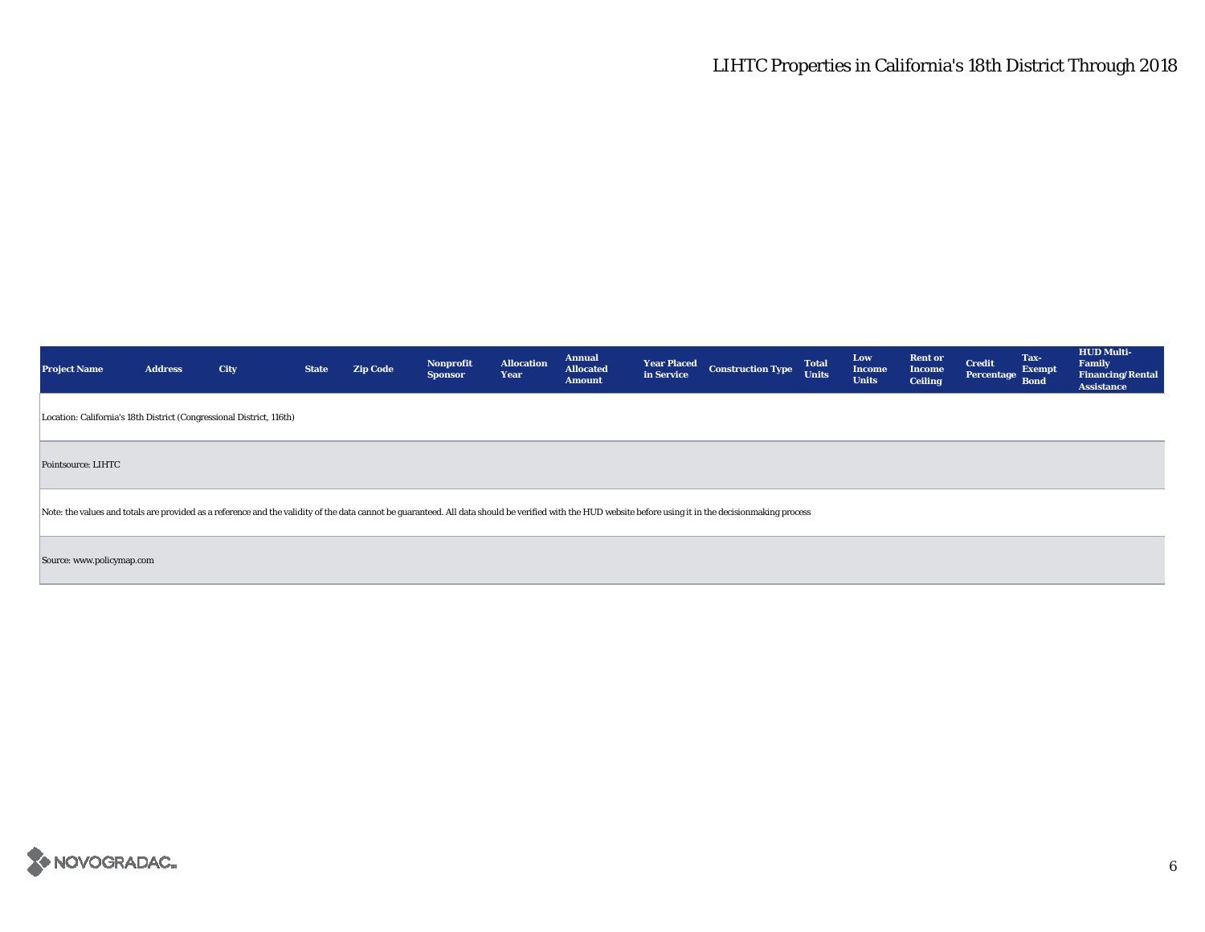# LIHTC Properties in California's 18th District Through 2018

| Project Name | Address | City | State | Zip Code | Nonprofit Sponsor | Allocation Year | Annual Allocated Amount | Year Placed in Service | Construction Type | Total Units | Low Income Units | Rent or Income Ceiling | Credit Percentage | Tax-Exempt Bond | HUD Multi-Family Financing/Rental Assistance |
|---|---|---|---|---|---|---|---|---|---|---|---|---|---|---|---|
| Location: California's 18th District (Congressional District, 116th) | | | | | | | | | | | | | | | |
| Pointsource: LIHTC | | | | | | | | | | | | | | | |
| Note: the values and totals are provided as a reference and the validity of the data cannot be guaranteed. All data should be verified with the HUD website before using it in the decisionmaking process | | | | | | | | | | | | | | | |
| Source: www.policymap.com | | | | | | | | | | | | | | | |